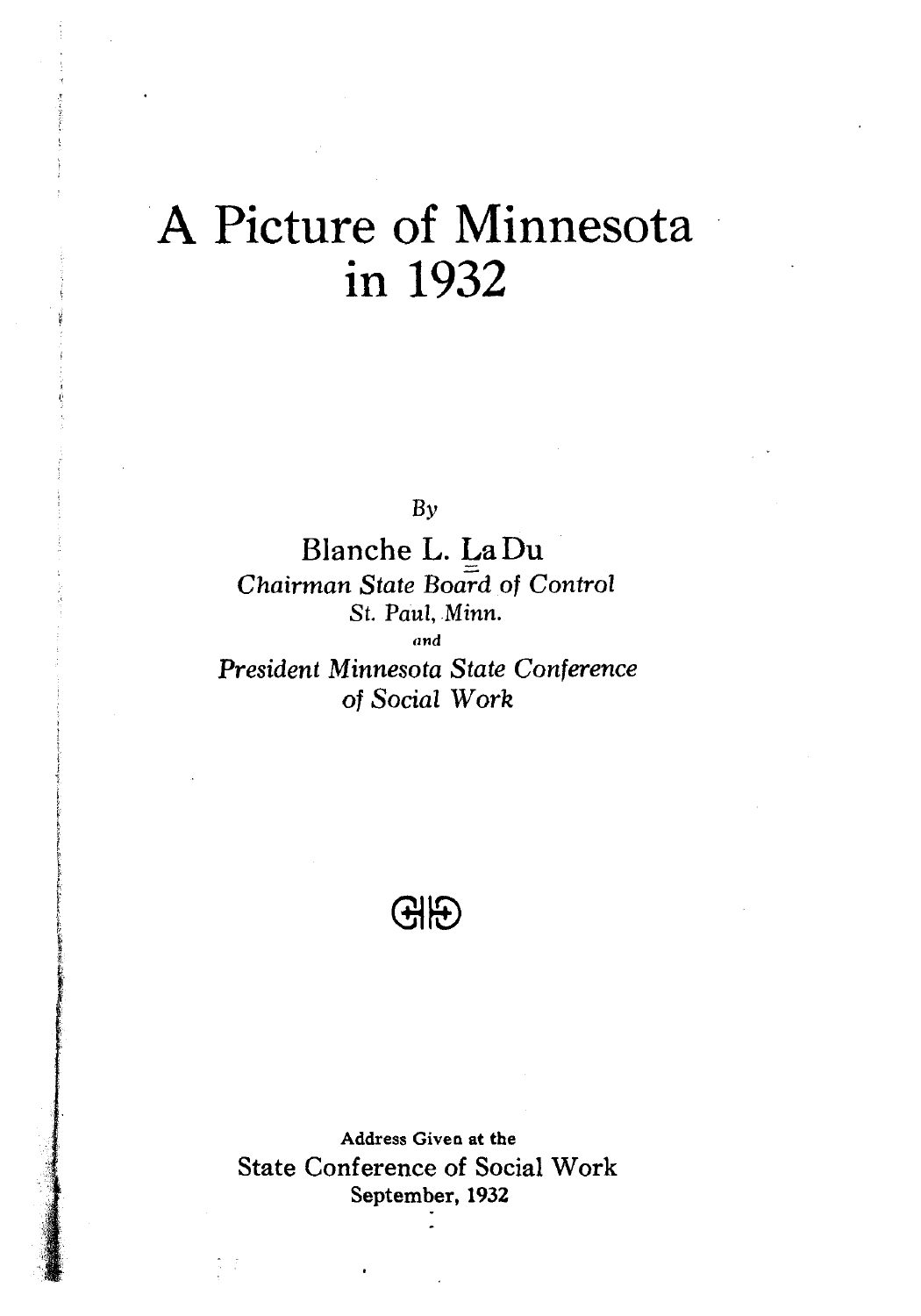# A Picture of Minnesota in 1932

*By*

Blanche L. La Du

*Chairman State Board of Control*

*St. Paul, Minn.*

*and*

*President Minnesota State Conference of Social Work*

**Address Given at the**

State Conference of Social Work

**September, 1932**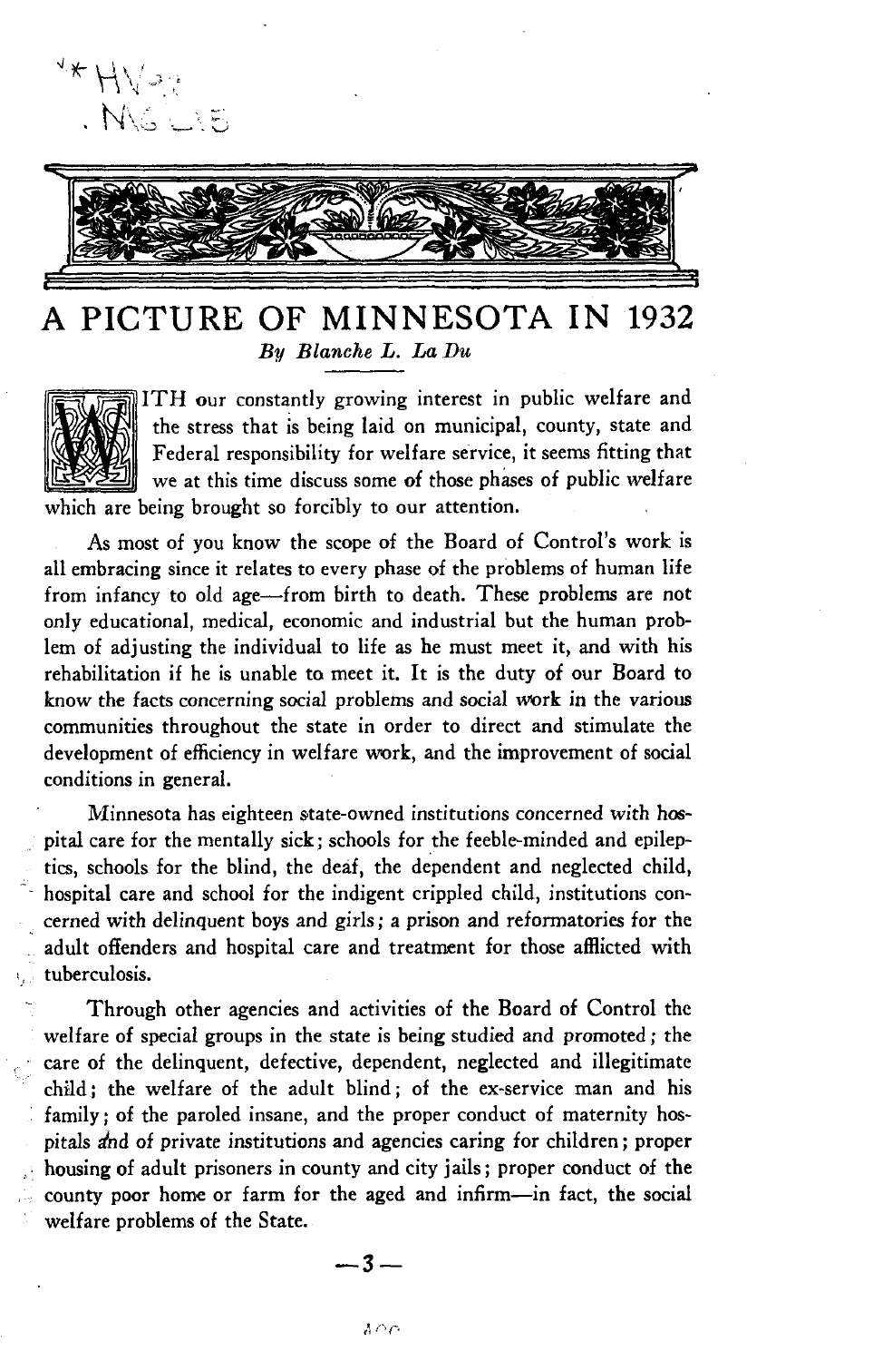# A PICTURE OF MINNESOTA IN 1932

*By Blanche L. La Du*

WITH our constantly growing interest in public welfare and the stress that is being laid on municipal, county, state and Federal responsibility for welfare service, it seems fitting that we at this time discuss some of those phases of public welfare which are being brought so forcibly to our attention.

As most of you know the scope of the Board of Control's work is all embracing since it relates to every phase of the problems of human life from infancy to old age—from birth to death. These problems are not only educational, medical, economic and industrial but the human problem of adjusting the individual to life as he must meet it, and with his rehabilitation if he is unable to meet it. It is the duty of our Board to know the facts concerning social problems and social work in the various communities throughout the state in order to direct and stimulate the development of efficiency in welfare work, and the improvement of social conditions in general.

Minnesota has eighteen state-owned institutions concerned with hospital care for the mentally sick; schools for the feeble-minded and epileptics, schools for the blind, the deaf, the dependent and neglected child, hospital care and school for the indigent crippled child, institutions concerned with delinquent boys and girls; a prison and reformatories for the adult offenders and hospital care and treatment for those afflicted with tuberculosis.

Through other agencies and activities of the Board of Control the welfare of special groups in the state is being studied and promoted; the care of the delinquent, defective, dependent, neglected and illegitimate child; the welfare of the adult blind; of the ex-service man and his family; of the paroled insane, and the proper conduct of maternity hospitals and of private institutions and agencies caring for children; proper housing of adult prisoners in county and city jails; proper conduct of the county poor home or farm for the aged and infirm—in fact, the social welfare problems of the State.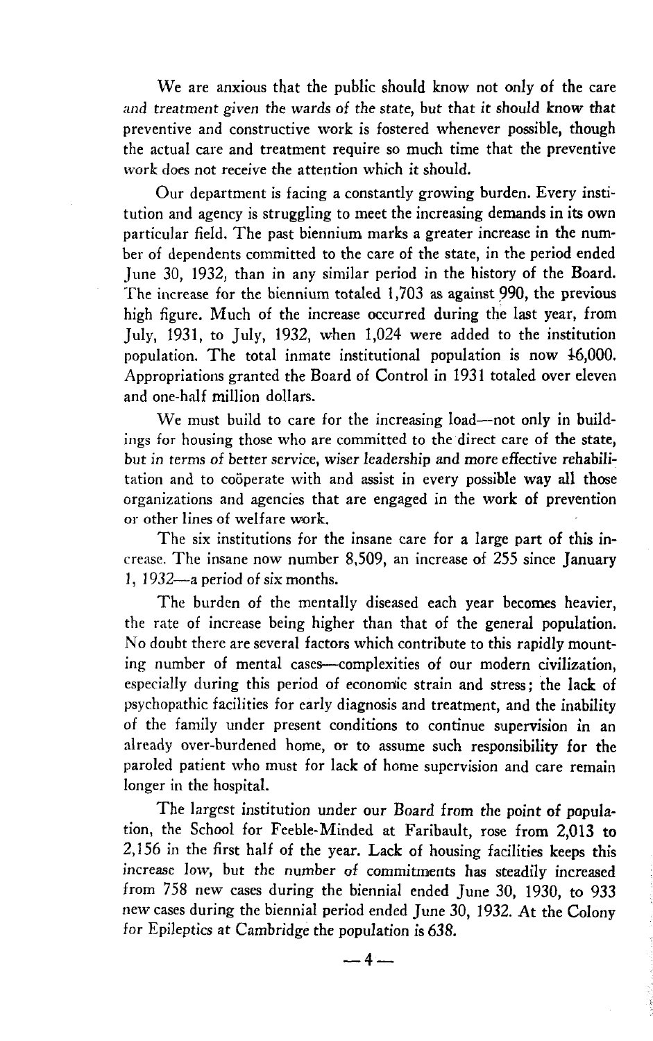We are anxious that the public should know not only of the care and treatment given the wards of the state, but that it should know that preventive and constructive work is fostered whenever possible, though the actual care and treatment require so much time that the preventive work does not receive the attention which it should.

Our department is facing a constantly growing burden. Every institution and agency is struggling to meet the increasing demands in its own particular field. The past biennium marks a greater increase in the number of dependents committed to the care of the state, in the period ended June 30, 1932, than in any similar period in the history of the Board. The increase for the biennium totaled 1,703 as against 990, the previous high figure. Much of the increase occurred during the last year, from July, 1931, to July, 1932, when 1,024 were added to the institution population. The total inmate institutional population is now 16,000. Appropriations granted the Board of Control in 1931 totaled over eleven and one-half million dollars.

We must build to care for the increasing load—not only in buildings for housing those who are committed to the direct care of the state, but in terms of better service, wiser leadership and more effective rehabilitation and to coöperate with and assist in every possible way all those organizations and agencies that are engaged in the work of prevention or other lines of welfare work.

The six institutions for the insane care for a large part of this increase. The insane now number 8,509, an increase of 255 since January 1, 1932—a period of six months.

The burden of the mentally diseased each year becomes heavier, the rate of increase being higher than that of the general population. No doubt there are several factors which contribute to this rapidly mounting number of mental cases—complexities of our modern civilization, especially during this period of economic strain and stress; the lack of psychopathic facilities for early diagnosis and treatment, and the inability of the family under present conditions to continue supervision in an already over-burdened home, or to assume such responsibility for the paroled patient who must for lack of home supervision and care remain longer in the hospital.

The largest institution under our Board from the point of population, the School for Feeble-Minded at Faribault, rose from 2,013 to 2,156 in the first half of the year. Lack of housing facilities keeps this increase low, but the number of commitments has steadily increased from 758 new cases during the biennial ended June 30, 1930, to 933 new cases during the biennial period ended June 30, 1932. At the Colony for Epileptics at Cambridge the population is 638.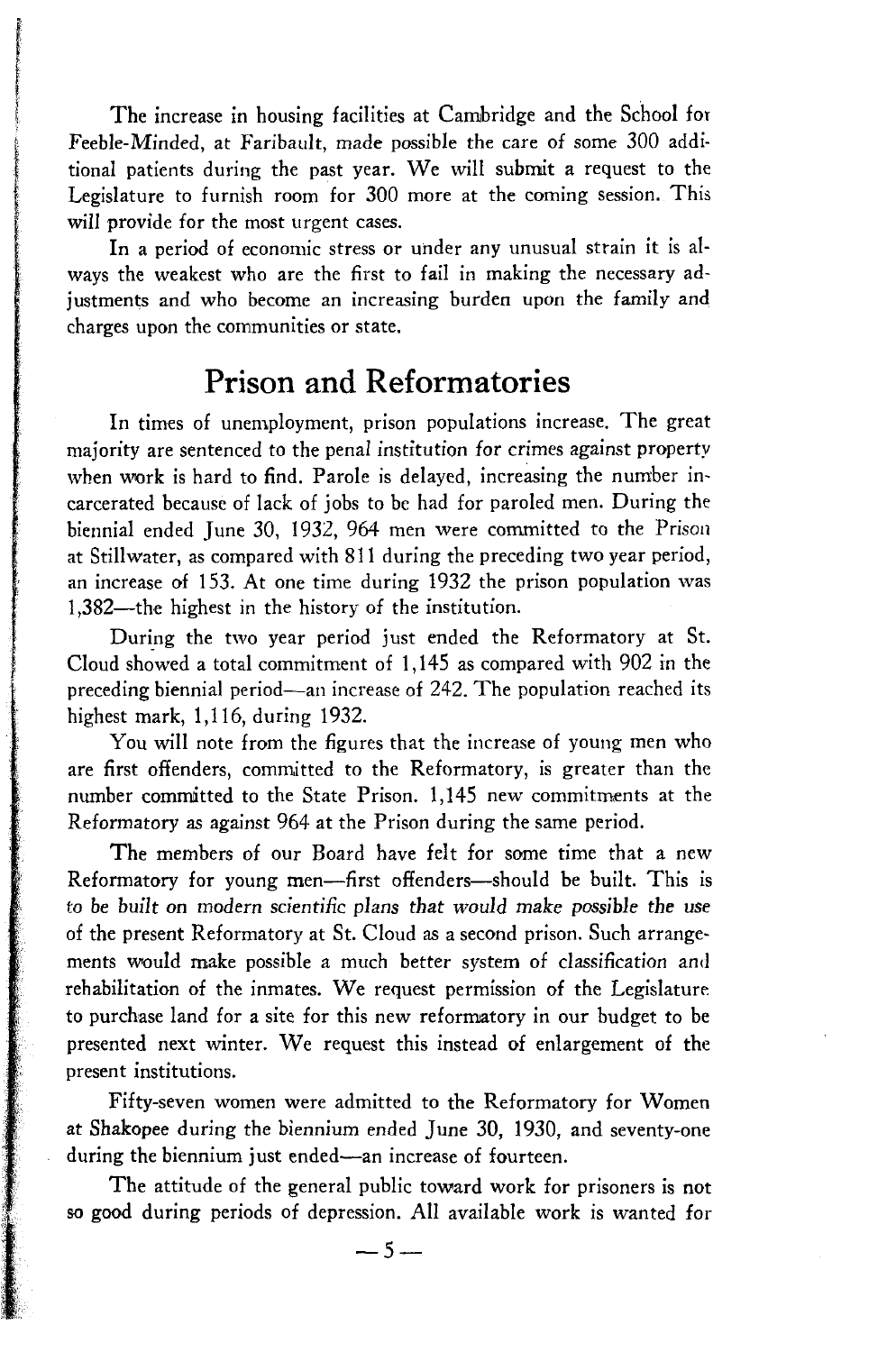The increase in housing facilities at Cambridge and the School for Feeble-Minded, at Faribault, made possible the care of some 300 additional patients during the past year. We will submit a request to the Legislature to furnish room for 300 more at the coming session. This will provide for the most urgent cases.

In a period of economic stress or under any unusual strain it is always the weakest who are the first to fail in making the necessary adjustments and who become an increasing burden upon the family and charges upon the communities or state.

## Prison and Reformatories

In times of unemployment, prison populations increase. The great majority are sentenced to the penal institution for crimes against property when work is hard to find. Parole is delayed, increasing the number incarcerated because of lack of jobs to be had for paroled men. During the biennial ended June 30, 1932, 964 men were committed to the Prison at Stillwater, as compared with 811 during the preceding two year period, an increase of 153. At one time during 1932 the prison population was 1,382—the highest in the history of the institution.

During the two year period just ended the Reformatory at St. Cloud showed a total commitment of 1,145 as compared with 902 in the preceding biennial period—an increase of 242. The population reached its highest mark, 1,116, during 1932.

You will note from the figures that the increase of young men who are first offenders, committed to the Reformatory, is greater than the number committed to the State Prison. 1,145 new commitments at the Reformatory as against 964 at the Prison during the same period.

The members of our Board have felt for some time that a new Reformatory for young men—first offenders—should be built. This is to be built on modern scientific plans that would make possible the use of the present Reformatory at St. Cloud as a second prison. Such arrangements would make possible a much better system of classification and rehabilitation of the inmates. We request permission of the Legislature to purchase land for a site for this new reformatory in our budget to be presented next winter. We request this instead of enlargement of the present institutions.

Fifty-seven women were admitted to the Reformatory for Women at Shakopee during the biennium ended June 30, 1930, and seventy-one during the biennium just ended—an increase of fourteen.

The attitude of the general public toward work for prisoners is not so good during periods of depression. All available work is wanted for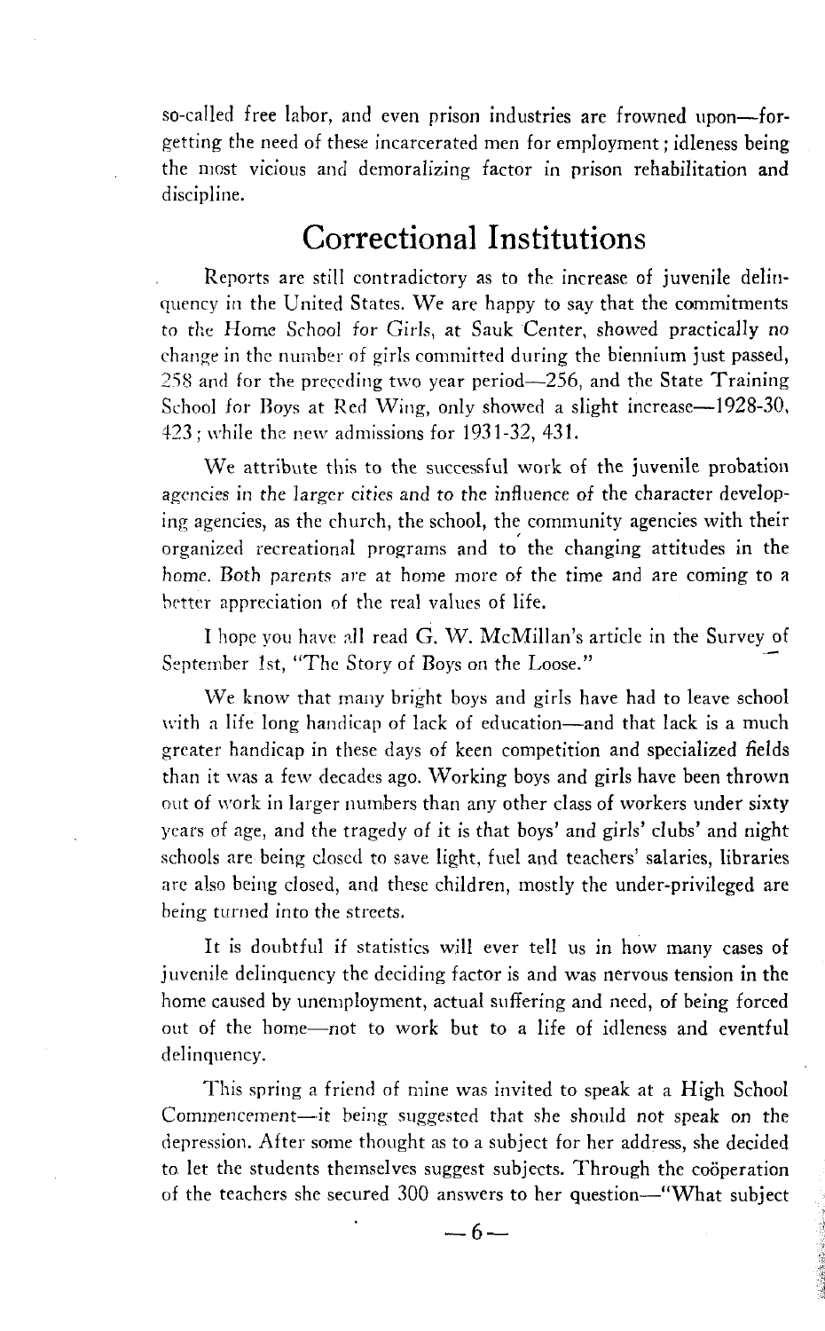so-called free labor, and even prison industries are frowned upon—forgetting the need of these incarcerated men for employment; idleness being the most vicious and demoralizing factor in prison rehabilitation and discipline.

## Correctional Institutions

Reports are still contradictory as to the increase of juvenile delinquency in the United States. We are happy to say that the commitments to the Home School for Girls, at Sauk Center, showed practically no change in the number of girls committed during the biennium just passed, 258 and for the preceding two year period—256, and the State Training School for Boys at Red Wing, only showed a slight increase—1928-30, 423; while the new admissions for 1931-32, 431.

We attribute this to the successful work of the juvenile probation agencies in the larger cities and to the influence of the character developing agencies, as the church, the school, the community agencies with their organized recreational programs and to the changing attitudes in the home. Both parents are at home more of the time and are coming to a better appreciation of the real values of life.

I hope you have all read G. W. McMillan's article in the Survey of September 1st, "The Story of Boys on the Loose."

We know that many bright boys and girls have had to leave school with a life long handicap of lack of education—and that lack is a much greater handicap in these days of keen competition and specialized fields than it was a few decades ago. Working boys and girls have been thrown out of work in larger numbers than any other class of workers under sixty years of age, and the tragedy of it is that boys' and girls' clubs' and night schools are being closed to save light, fuel and teachers' salaries, libraries are also being closed, and these children, mostly the under-privileged are being turned into the streets.

It is doubtful if statistics will ever tell us in how many cases of juvenile delinquency the deciding factor is and was nervous tension in the home caused by unemployment, actual suffering and need, of being forced out of the home—not to work but to a life of idleness and eventful delinquency.

This spring a friend of mine was invited to speak at a High School Commencement—it being suggested that she should not speak on the depression. After some thought as to a subject for her address, she decided to let the students themselves suggest subjects. Through the coöperation of the teachers she secured 300 answers to her question—"What subject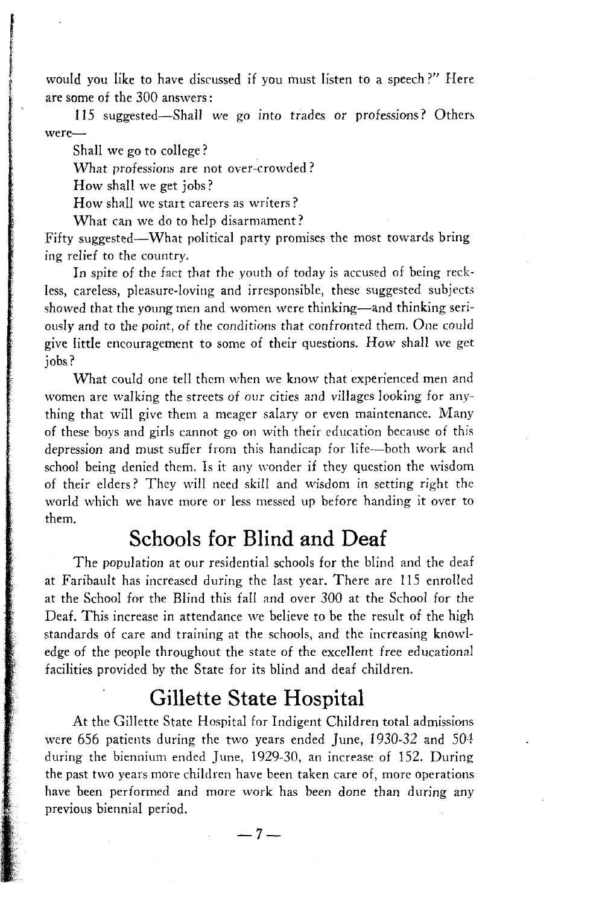would you like to have discussed if you must listen to a speech?" Here are some of the 300 answers:

115 suggested—Shall we go into trades or professions? Others were—

Shall we go to college?

What professions are not over-crowded?

How shall we get jobs?

How shall we start careers as writers?

What can we do to help disarmament?

Fifty suggested—What political party promises the most towards bringing relief to the country.

In spite of the fact that the youth of today is accused of being reckless, careless, pleasure-loving and irresponsible, these suggested subjects showed that the young men and women were thinking—and thinking seriously and to the point, of the conditions that confronted them. One could give little encouragement to some of their questions. How shall we get jobs?

What could one tell them when we know that experienced men and women are walking the streets of our cities and villages looking for anything that will give them a meager salary or even maintenance. Many of these boys and girls cannot go on with their education because of this depression and must suffer from this handicap for life—both work and school being denied them. Is it any wonder if they question the wisdom of their elders? They will need skill and wisdom in setting right the world which we have more or less messed up before handing it over to them.

## Schools for Blind and Deaf

The population at our residential schools for the blind and the deaf at Faribault has increased during the last year. There are 115 enrolled at the School for the Blind this fall and over 300 at the School for the Deaf. This increase in attendance we believe to be the result of the high standards of care and training at the schools, and the increasing knowledge of the people throughout the state of the excellent free educational facilities provided by the State for its blind and deaf children.

## Gillette State Hospital

At the Gillette State Hospital for Indigent Children total admissions were 656 patients during the two years ended June, 1930-32 and 504 during the biennium ended June, 1929-30, an increase of 152. During the past two years more children have been taken care of, more operations have been performed and more work has been done than during any previous biennial period.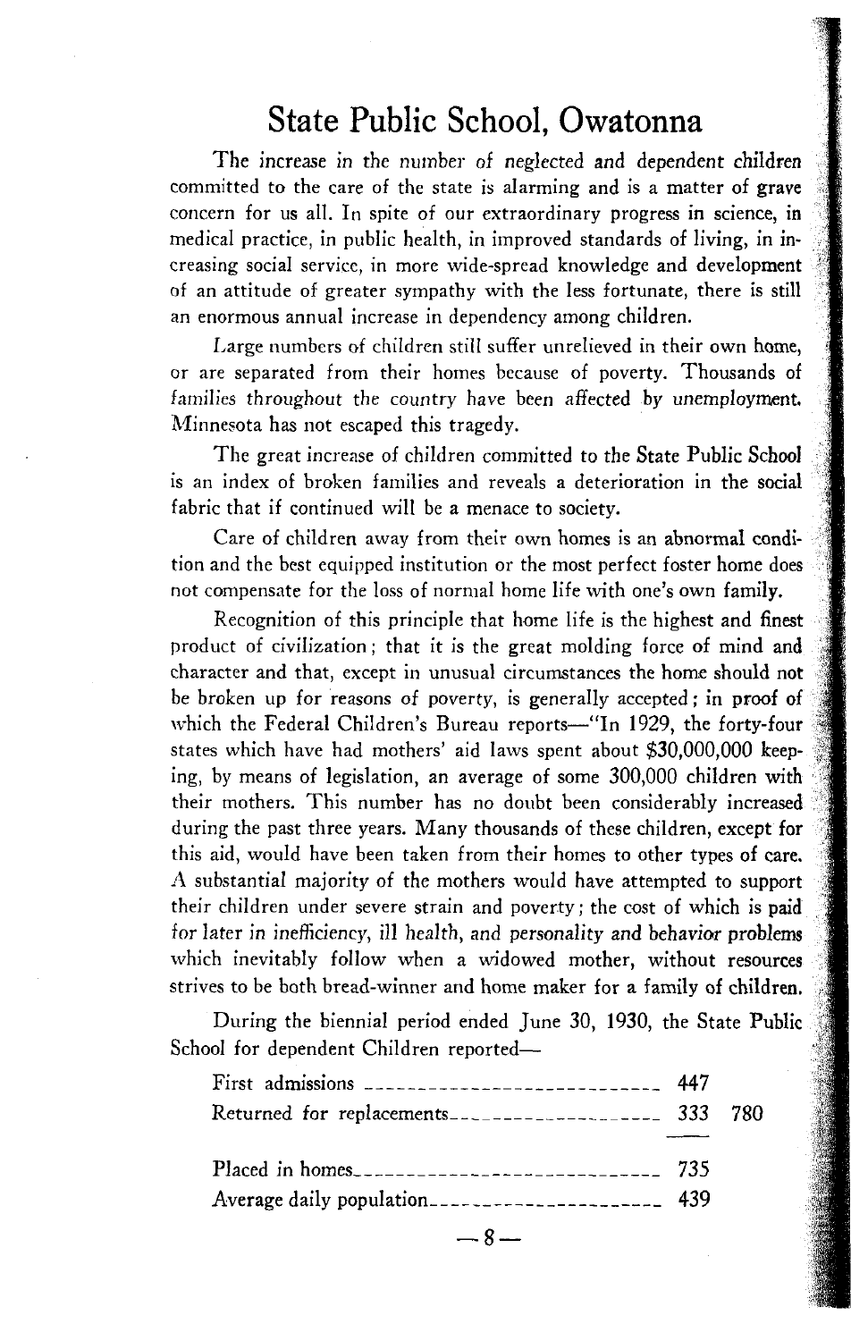# State Public School, Owatonna

The increase in the number of neglected and dependent children committed to the care of the state is alarming and is a matter of grave concern for us all. In spite of our extraordinary progress in science, in medical practice, in public health, in improved standards of living, in increasing social service, in more wide-spread knowledge and development of an attitude of greater sympathy with the less fortunate, there is still an enormous annual increase in dependency among children.

Large numbers of children still suffer unrelieved in their own home, or are separated from their homes because of poverty. Thousands of families throughout the country have been affected by unemployment. Minnesota has not escaped this tragedy.

The great increase of children committed to the State Public School is an index of broken families and reveals a deterioration in the social fabric that if continued will be a menace to society.

Care of children away from their own homes is an abnormal condition and the best equipped institution or the most perfect foster home does not compensate for the loss of normal home life with one's own family.

Recognition of this principle that home life is the highest and finest product of civilization; that it is the great molding force of mind and character and that, except in unusual circumstances the home should not be broken up for reasons of poverty, is generally accepted; in proof of which the Federal Children's Bureau reports—"In 1929, the forty-four states which have had mothers' aid laws spent about $30,000,000 keeping, by means of legislation, an average of some 300,000 children with their mothers. This number has no doubt been considerably increased during the past three years. Many thousands of these children, except for this aid, would have been taken from their homes to other types of care. A substantial majority of the mothers would have attempted to support their children under severe strain and poverty; the cost of which is paid for later in inefficiency, ill health, and personality and behavior problems which inevitably follow when a widowed mother, without resources strives to be both bread-winner and home maker for a family of children.

During the biennial period ended June 30, 1930, the State Public School for dependent Children reported—

| | | |
|---|---|---|
| First admissions | 447 | |
| Returned for replacements | 333 | 780 |
| Placed in homes | 735 | |
| Average daily population | 439 | |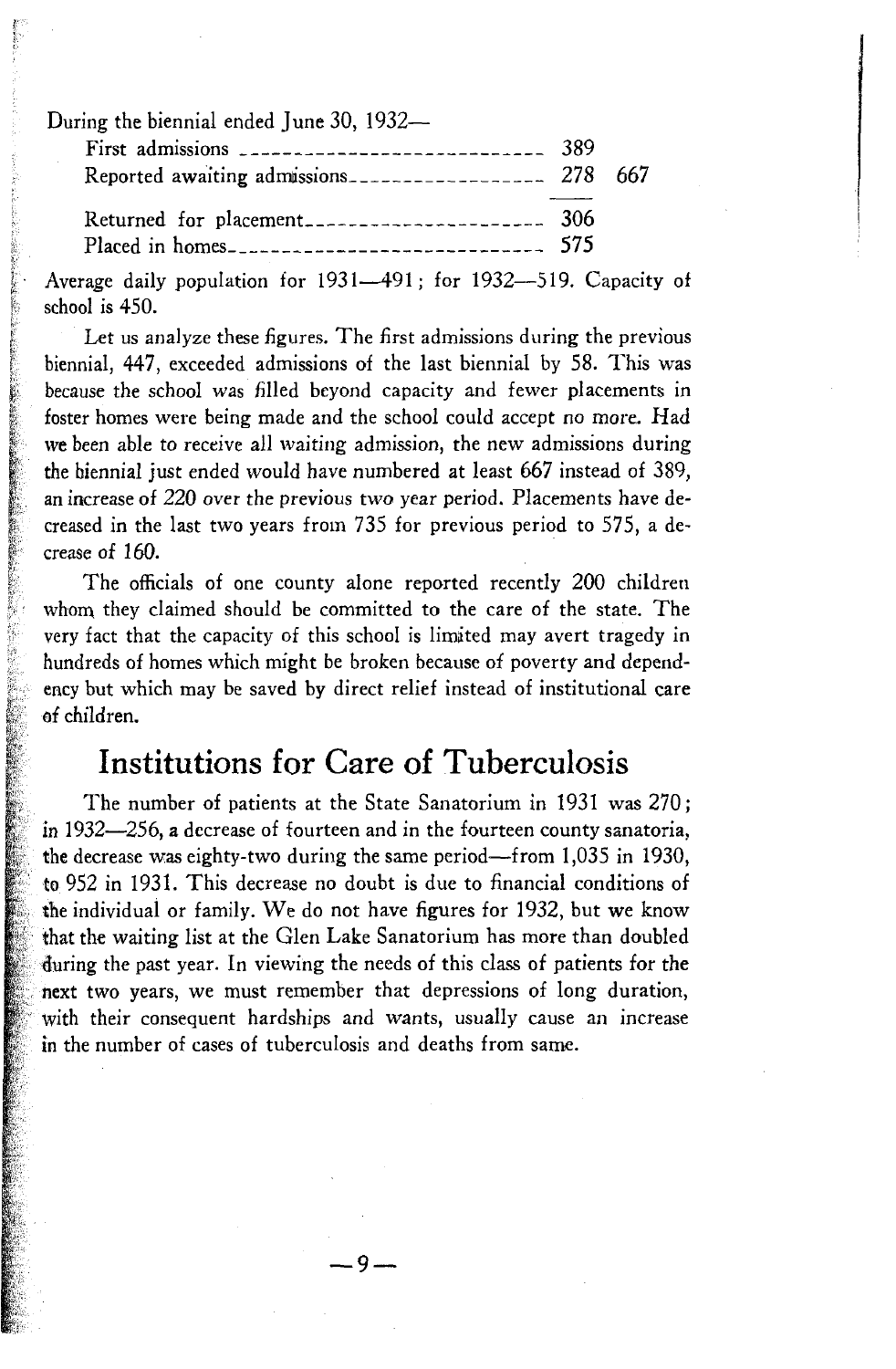During the biennial ended June 30, 1932—

| | | |
|---|---|---|
| First admissions | 389 | |
| Reported awaiting admissions | 278 | 667 |
| Returned for placement | 306 | |
| Placed in homes | 575 | |

Average daily population for 1931—491; for 1932—519. Capacity of school is 450.

Let us analyze these figures. The first admissions during the previous biennial, 447, exceeded admissions of the last biennial by 58. This was because the school was filled beyond capacity and fewer placements in foster homes were being made and the school could accept no more. Had we been able to receive all waiting admission, the new admissions during the biennial just ended would have numbered at least 667 instead of 389, an increase of 220 over the previous two year period. Placements have decreased in the last two years from 735 for previous period to 575, a decrease of 160.

The officials of one county alone reported recently 200 children whom they claimed should be committed to the care of the state. The very fact that the capacity of this school is limited may avert tragedy in hundreds of homes which might be broken because of poverty and dependency but which may be saved by direct relief instead of institutional care of children.

## Institutions for Care of Tuberculosis

The number of patients at the State Sanatorium in 1931 was 270; in 1932—256, a decrease of fourteen and in the fourteen county sanatoria, the decrease was eighty-two during the same period—from 1,035 in 1930, to 952 in 1931. This decrease no doubt is due to financial conditions of the individual or family. We do not have figures for 1932, but we know that the waiting list at the Glen Lake Sanatorium has more than doubled during the past year. In viewing the needs of this class of patients for the next two years, we must remember that depressions of long duration, with their consequent hardships and wants, usually cause an increase in the number of cases of tuberculosis and deaths from same.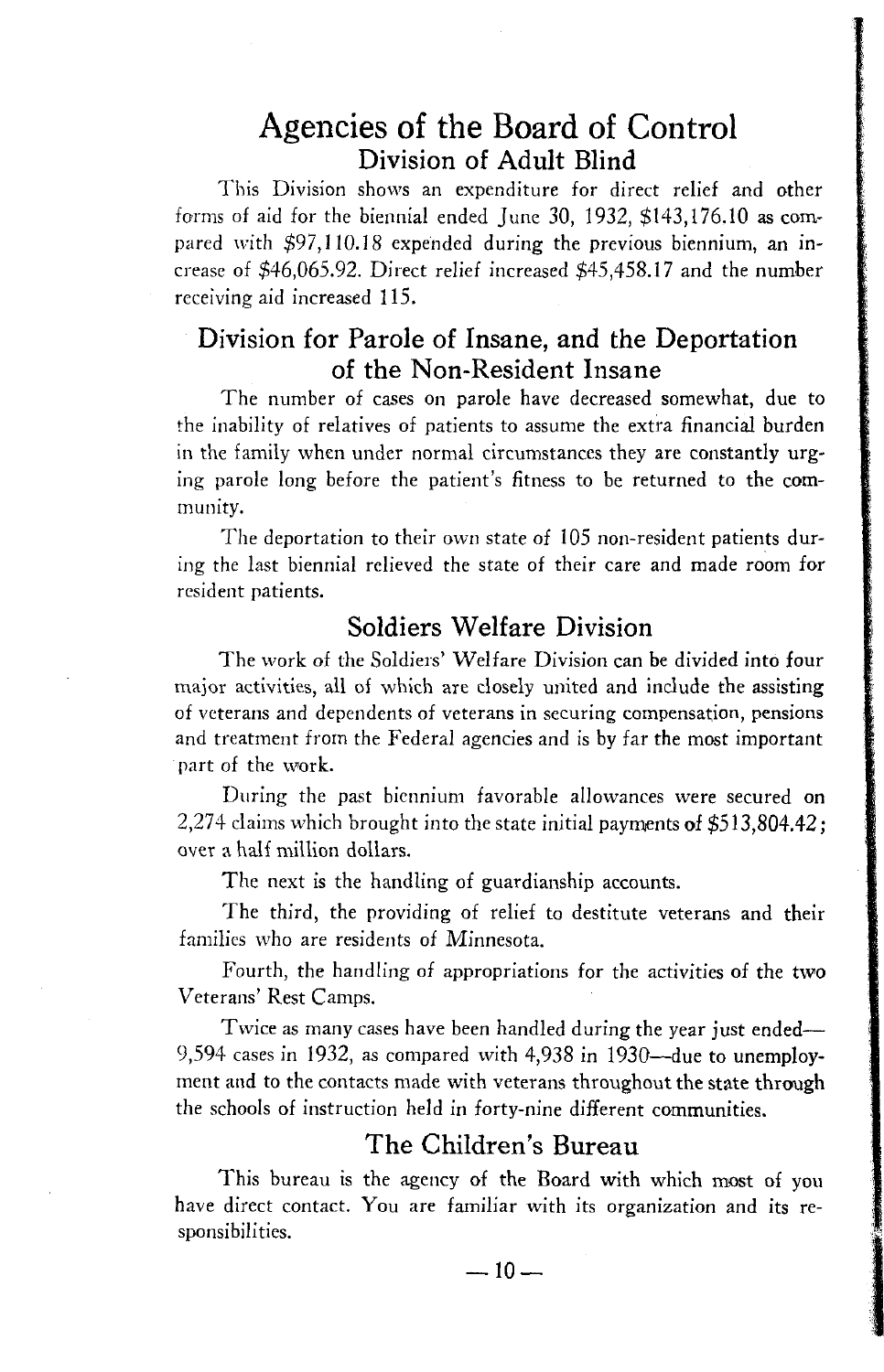# Agencies of the Board of Control

## Division of Adult Blind

This Division shows an expenditure for direct relief and other forms of aid for the biennial ended June 30, 1932, $143,176.10 as compared with $97,110.18 expended during the previous biennium, an increase of $46,065.92. Direct relief increased $45,458.17 and the number receiving aid increased 115.

## Division for Parole of Insane, and the Deportation of the Non-Resident Insane

The number of cases on parole have decreased somewhat, due to the inability of relatives of patients to assume the extra financial burden in the family when under normal circumstances they are constantly urging parole long before the patient's fitness to be returned to the community.

The deportation to their own state of 105 non-resident patients during the last biennial relieved the state of their care and made room for resident patients.

## Soldiers Welfare Division

The work of the Soldiers' Welfare Division can be divided into four major activities, all of which are closely united and include the assisting of veterans and dependents of veterans in securing compensation, pensions and treatment from the Federal agencies and is by far the most important part of the work.

During the past biennium favorable allowances were secured on 2,274 claims which brought into the state initial payments of $513,804.42; over a half million dollars.

The next is the handling of guardianship accounts.

The third, the providing of relief to destitute veterans and their families who are residents of Minnesota.

Fourth, the handling of appropriations for the activities of the two Veterans' Rest Camps.

Twice as many cases have been handled during the year just ended—9,594 cases in 1932, as compared with 4,938 in 1930—due to unemployment and to the contacts made with veterans throughout the state through the schools of instruction held in forty-nine different communities.

## The Children's Bureau

This bureau is the agency of the Board with which most of you have direct contact. You are familiar with its organization and its responsibilities.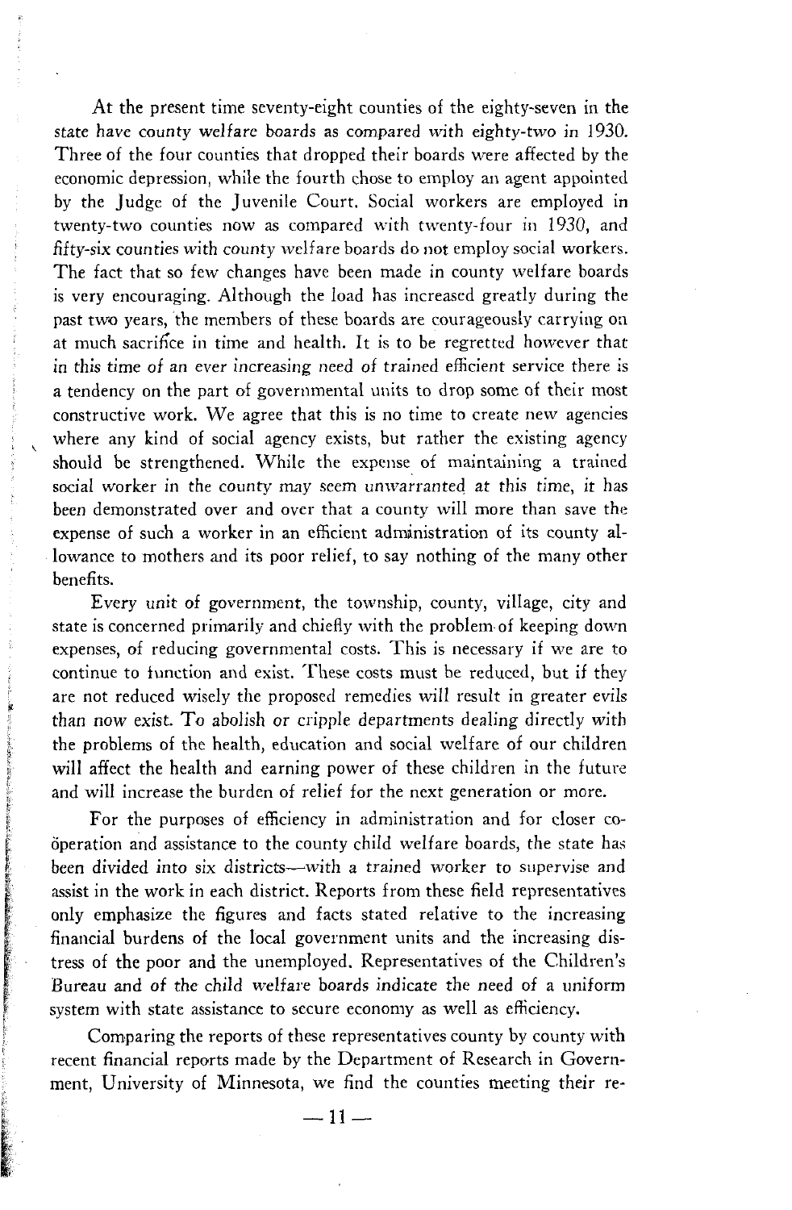At the present time seventy-eight counties of the eighty-seven in the state have county welfare boards as compared with eighty-two in 1930. Three of the four counties that dropped their boards were affected by the economic depression, while the fourth chose to employ an agent appointed by the Judge of the Juvenile Court. Social workers are employed in twenty-two counties now as compared with twenty-four in 1930, and fifty-six counties with county welfare boards do not employ social workers. The fact that so few changes have been made in county welfare boards is very encouraging. Although the load has increased greatly during the past two years, the members of these boards are courageously carrying on at much sacrifice in time and health. It is to be regretted however that in this time of an ever increasing need of trained efficient service there is a tendency on the part of governmental units to drop some of their most constructive work. We agree that this is no time to create new agencies where any kind of social agency exists, but rather the existing agency should be strengthened. While the expense of maintaining a trained social worker in the county may seem unwarranted at this time, it has been demonstrated over and over that a county will more than save the expense of such a worker in an efficient administration of its county allowance to mothers and its poor relief, to say nothing of the many other benefits.

Every unit of government, the township, county, village, city and state is concerned primarily and chiefly with the problem of keeping down expenses, of reducing governmental costs. This is necessary if we are to continue to function and exist. These costs must be reduced, but if they are not reduced wisely the proposed remedies will result in greater evils than now exist. To abolish or cripple departments dealing directly with the problems of the health, education and social welfare of our children will affect the health and earning power of these children in the future and will increase the burden of relief for the next generation or more.

For the purposes of efficiency in administration and for closer coöperation and assistance to the county child welfare boards, the state has been divided into six districts—with a trained worker to supervise and assist in the work in each district. Reports from these field representatives only emphasize the figures and facts stated relative to the increasing financial burdens of the local government units and the increasing distress of the poor and the unemployed. Representatives of the Children's Bureau and of the child welfare boards indicate the need of a uniform system with state assistance to secure economy as well as efficiency.

Comparing the reports of these representatives county by county with recent financial reports made by the Department of Research in Government, University of Minnesota, we find the counties meeting their re-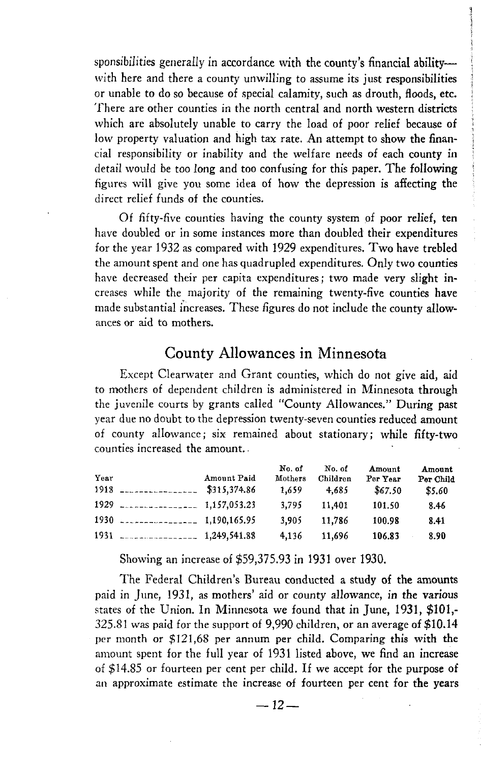sponsibilities generally in accordance with the county's financial ability—with here and there a county unwilling to assume its just responsibilities or unable to do so because of special calamity, such as drouth, floods, etc. There are other counties in the north central and north western districts which are absolutely unable to carry the load of poor relief because of low property valuation and high tax rate. An attempt to show the financial responsibility or inability and the welfare needs of each county in detail would be too long and too confusing for this paper. The following figures will give you some idea of how the depression is affecting the direct relief funds of the counties.

Of fifty-five counties having the county system of poor relief, ten have doubled or in some instances more than doubled their expenditures for the year 1932 as compared with 1929 expenditures. Two have trebled the amount spent and one has quadrupled expenditures. Only two counties have decreased their per capita expenditures; two made very slight increases while the majority of the remaining twenty-five counties have made substantial increases. These figures do not include the county allowances or aid to mothers.

## County Allowances in Minnesota

Except Clearwater and Grant counties, which do not give aid, aid to mothers of dependent children is administered in Minnesota through the juvenile courts by grants called "County Allowances." During past year due no doubt to the depression twenty-seven counties reduced amount of county allowance; six remained about stationary; while fifty-two counties increased the amount.

| Year | Amount Paid | No. of Mothers | No. of Children | Amount Per Year | Amount Per Child |
|---|---|---|---|---|---|
| 1918 | $315,374.86 | 1,659 | 4,685 | $67.50 | $5.60 |
| 1929 | 1,157,053.23 | 3,795 | 11,401 | 101.50 | 8.46 |
| 1930 | 1,190,165.95 | 3,905 | 11,786 | 100.98 | 8.41 |
| 1931 | 1,249,541.88 | 4,136 | 11,696 | 106.83 | 8.90 |

Showing an increase of $59,375.93 in 1931 over 1930.

The Federal Children's Bureau conducted a study of the amounts paid in June, 1931, as mothers' aid or county allowance, in the various states of the Union. In Minnesota we found that in June, 1931, $101,325.81 was paid for the support of 9,990 children, or an average of $10.14 per month or $121,68 per annum per child. Comparing this with the amount spent for the full year of 1931 listed above, we find an increase of $14.85 or fourteen per cent per child. If we accept for the purpose of an approximate estimate the increase of fourteen per cent for the years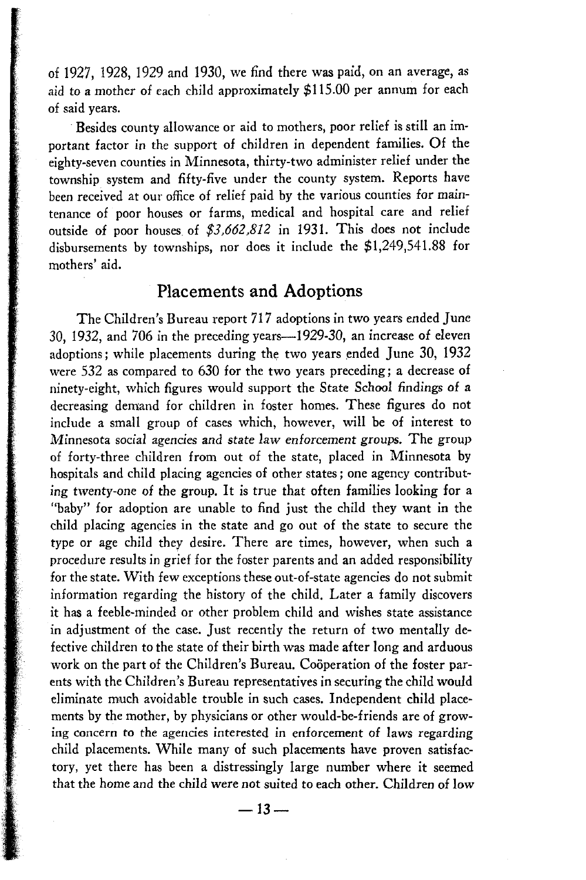of 1927, 1928, 1929 and 1930, we find there was paid, on an average, as aid to a mother of each child approximately $115.00 per annum for each of said years.

Besides county allowance or aid to mothers, poor relief is still an important factor in the support of children in dependent families. Of the eighty-seven counties in Minnesota, thirty-two administer relief under the township system and fifty-five under the county system. Reports have been received at our office of relief paid by the various counties for maintenance of poor houses or farms, medical and hospital care and relief outside of poor houses of *$3,662,812* in 1931. This does not include disbursements by townships, nor does it include the $1,249,541.88 for mothers' aid.

## Placements and Adoptions

The Children's Bureau report 717 adoptions in two years ended June 30, 1932, and 706 in the preceding years—1929-30, an increase of eleven adoptions; while placements during the two years ended June 30, 1932 were 532 as compared to 630 for the two years preceding; a decrease of ninety-eight, which figures would support the State School findings of a decreasing demand for children in foster homes. These figures do not include a small group of cases which, however, will be of interest to Minnesota social agencies and state law enforcement groups. The group of forty-three children from out of the state, placed in Minnesota by hospitals and child placing agencies of other states; one agency contributing twenty-one of the group. It is true that often families looking for a "baby" for adoption are unable to find just the child they want in the child placing agencies in the state and go out of the state to secure the type or age child they desire. There are times, however, when such a procedure results in grief for the foster parents and an added responsibility for the state. With few exceptions these out-of-state agencies do not submit information regarding the history of the child. Later a family discovers it has a feeble-minded or other problem child and wishes state assistance in adjustment of the case. Just recently the return of two mentally defective children to the state of their birth was made after long and arduous work on the part of the Children's Bureau. Coöperation of the foster parents with the Children's Bureau representatives in securing the child would eliminate much avoidable trouble in such cases. Independent child placements by the mother, by physicians or other would-be-friends are of growing concern to the agencies interested in enforcement of laws regarding child placements. While many of such placements have proven satisfactory, yet there has been a distressingly large number where it seemed that the home and the child were not suited to each other. Children of low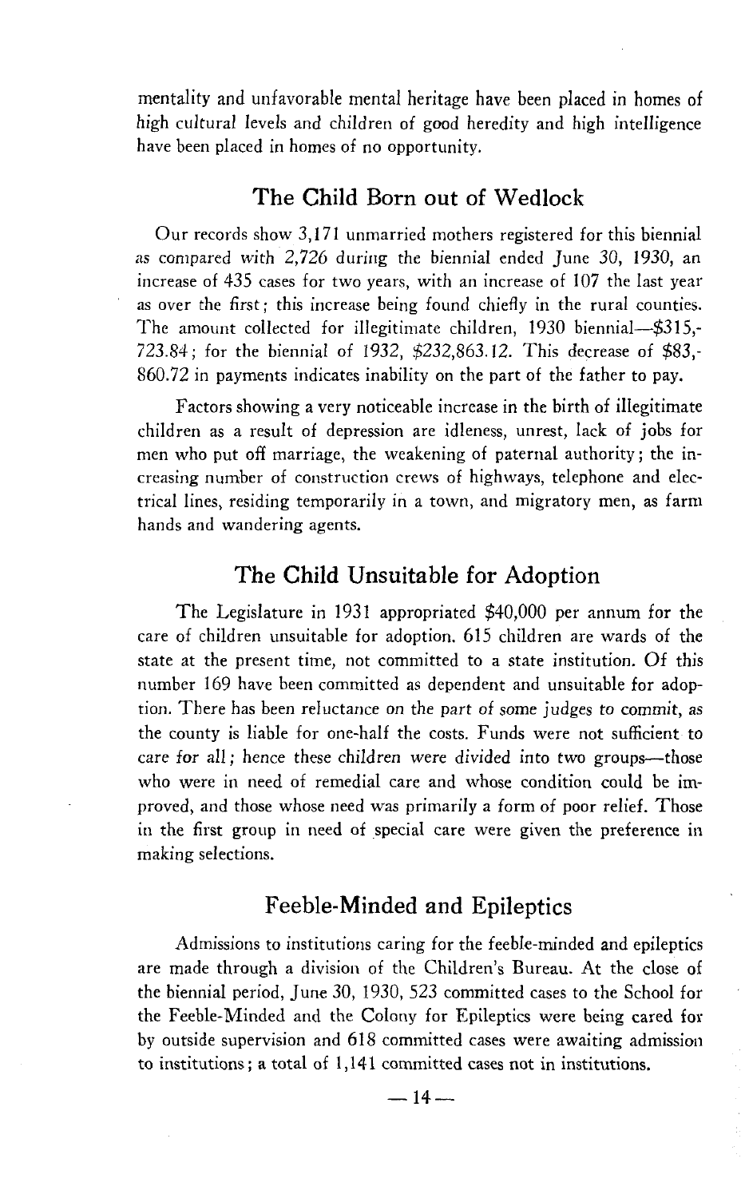mentality and unfavorable mental heritage have been placed in homes of high cultural levels and children of good heredity and high intelligence have been placed in homes of no opportunity.

## The Child Born out of Wedlock

Our records show 3,171 unmarried mothers registered for this biennial as compared with 2,726 during the biennial ended June 30, 1930, an increase of 435 cases for two years, with an increase of 107 the last year as over the first; this increase being found chiefly in the rural counties. The amount collected for illegitimate children, 1930 biennial—$315,723.84; for the biennial of 1932, $232,863.12. This decrease of $83,860.72 in payments indicates inability on the part of the father to pay.

Factors showing a very noticeable increase in the birth of illegitimate children as a result of depression are idleness, unrest, lack of jobs for men who put off marriage, the weakening of paternal authority; the increasing number of construction crews of highways, telephone and electrical lines, residing temporarily in a town, and migratory men, as farm hands and wandering agents.

## The Child Unsuitable for Adoption

The Legislature in 1931 appropriated $40,000 per annum for the care of children unsuitable for adoption. 615 children are wards of the state at the present time, not committed to a state institution. Of this number 169 have been committed as dependent and unsuitable for adoption. There has been reluctance on the part of some judges to commit, as the county is liable for one-half the costs. Funds were not sufficient to care for all; hence these children were divided into two groups—those who were in need of remedial care and whose condition could be improved, and those whose need was primarily a form of poor relief. Those in the first group in need of special care were given the preference in making selections.

## Feeble-Minded and Epileptics

Admissions to institutions caring for the feeble-minded and epileptics are made through a division of the Children's Bureau. At the close of the biennial period, June 30, 1930, 523 committed cases to the School for the Feeble-Minded and the Colony for Epileptics were being cared for by outside supervision and 618 committed cases were awaiting admission to institutions; a total of 1,141 committed cases not in institutions.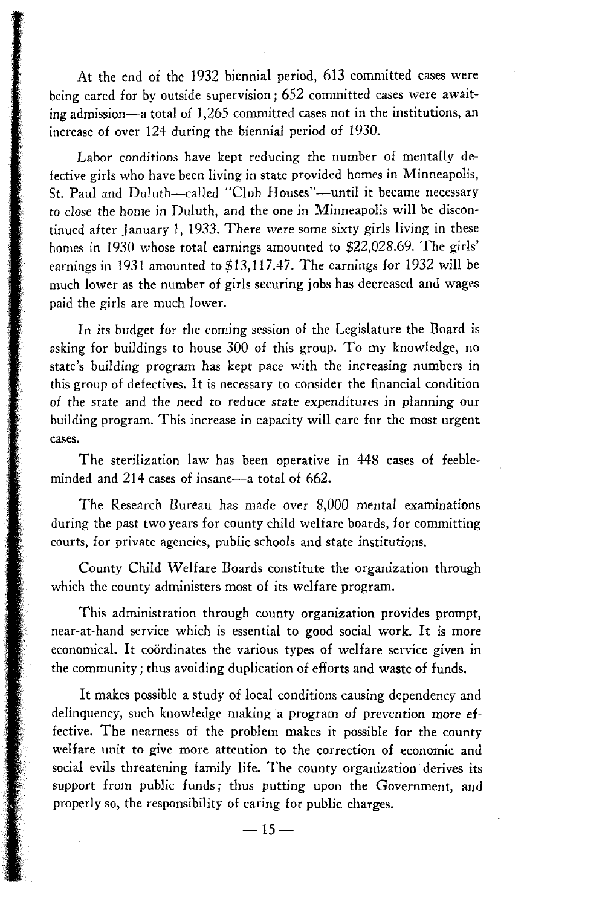At the end of the 1932 biennial period, 613 committed cases were being cared for by outside supervision; 652 committed cases were awaiting admission—a total of 1,265 committed cases not in the institutions, an increase of over 124 during the biennial period of 1930.

Labor conditions have kept reducing the number of mentally defective girls who have been living in state provided homes in Minneapolis, St. Paul and Duluth—called "Club Houses"—until it became necessary to close the home in Duluth, and the one in Minneapolis will be discontinued after January 1, 1933. There were some sixty girls living in these homes in 1930 whose total earnings amounted to $22,028.69. The girls' earnings in 1931 amounted to $13,117.47. The earnings for 1932 will be much lower as the number of girls securing jobs has decreased and wages paid the girls are much lower.

In its budget for the coming session of the Legislature the Board is asking for buildings to house 300 of this group. To my knowledge, no state's building program has kept pace with the increasing numbers in this group of defectives. It is necessary to consider the financial condition of the state and the need to reduce state expenditures in planning our building program. This increase in capacity will care for the most urgent cases.

The sterilization law has been operative in 448 cases of feebleminded and 214 cases of insane—a total of 662.

The Research Bureau has made over 8,000 mental examinations during the past two years for county child welfare boards, for committing courts, for private agencies, public schools and state institutions.

County Child Welfare Boards constitute the organization through which the county administers most of its welfare program.

This administration through county organization provides prompt, near-at-hand service which is essential to good social work. It is more economical. It coördinates the various types of welfare service given in the community; thus avoiding duplication of efforts and waste of funds.

It makes possible a study of local conditions causing dependency and delinquency, such knowledge making a program of prevention more effective. The nearness of the problem makes it possible for the county welfare unit to give more attention to the correction of economic and social evils threatening family life. The county organization derives its support from public funds; thus putting upon the Government, and properly so, the responsibility of caring for public charges.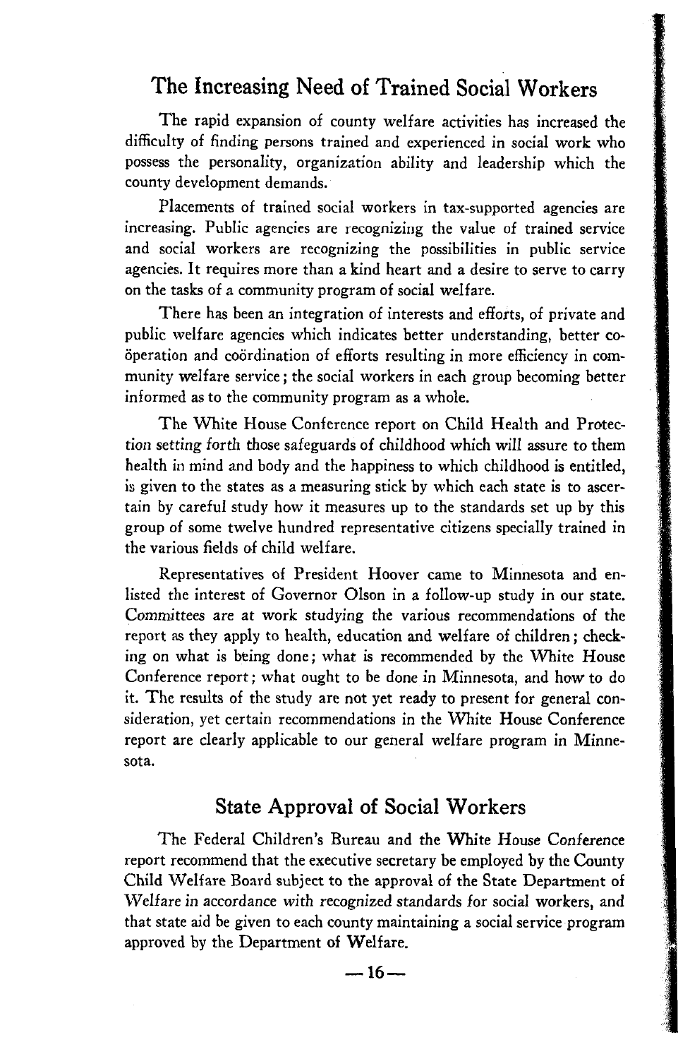## The Increasing Need of Trained Social Workers

The rapid expansion of county welfare activities has increased the difficulty of finding persons trained and experienced in social work who possess the personality, organization ability and leadership which the county development demands.

Placements of trained social workers in tax-supported agencies are increasing. Public agencies are recognizing the value of trained service and social workers are recognizing the possibilities in public service agencies. It requires more than a kind heart and a desire to serve to carry on the tasks of a community program of social welfare.

There has been an integration of interests and efforts, of private and public welfare agencies which indicates better understanding, better coöperation and coördination of efforts resulting in more efficiency in community welfare service; the social workers in each group becoming better informed as to the community program as a whole.

The White House Conference report on Child Health and Protection setting forth those safeguards of childhood which will assure to them health in mind and body and the happiness to which childhood is entitled, is given to the states as a measuring stick by which each state is to ascertain by careful study how it measures up to the standards set up by this group of some twelve hundred representative citizens specially trained in the various fields of child welfare.

Representatives of President Hoover came to Minnesota and enlisted the interest of Governor Olson in a follow-up study in our state. Committees are at work studying the various recommendations of the report as they apply to health, education and welfare of children; checking on what is being done; what is recommended by the White House Conference report; what ought to be done in Minnesota, and how to do it. The results of the study are not yet ready to present for general consideration, yet certain recommendations in the White House Conference report are clearly applicable to our general welfare program in Minnesota.

## State Approval of Social Workers

The Federal Children's Bureau and the White House Conference report recommend that the executive secretary be employed by the County Child Welfare Board subject to the approval of the State Department of Welfare in accordance with recognized standards for social workers, and that state aid be given to each county maintaining a social service program approved by the Department of Welfare.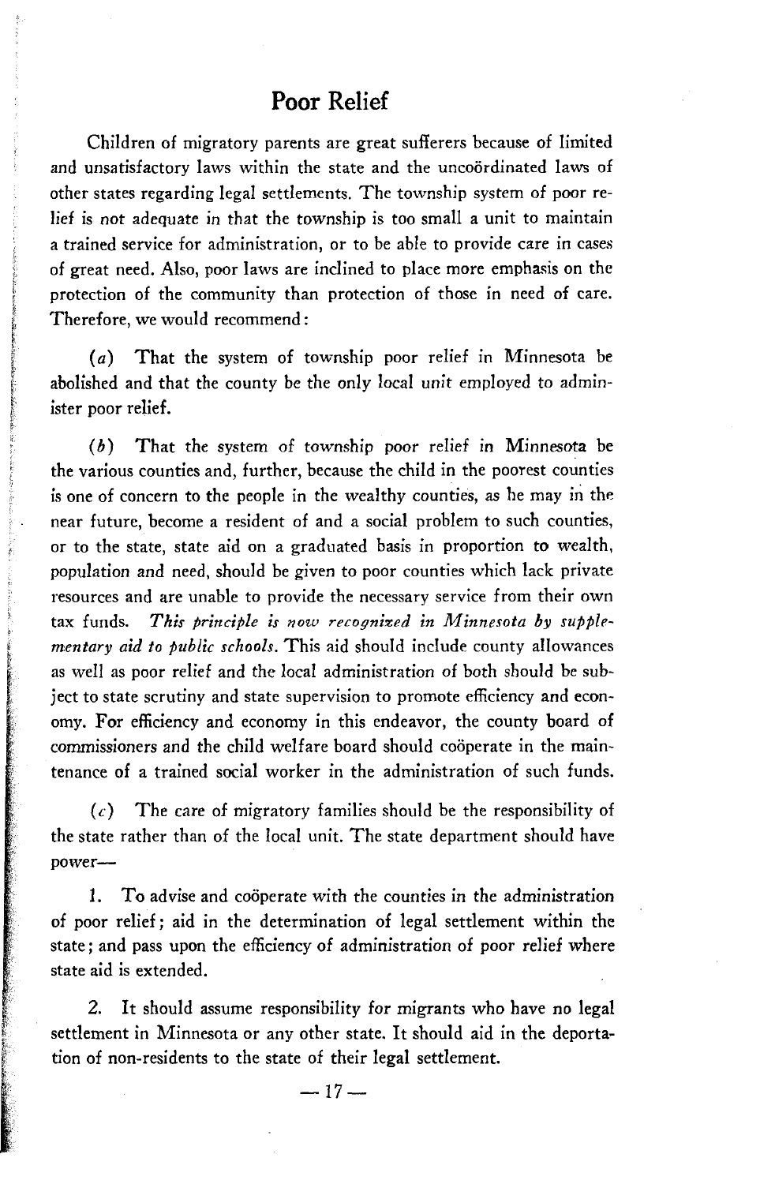## Poor Relief

Children of migratory parents are great sufferers because of limited and unsatisfactory laws within the state and the uncoördinated laws of other states regarding legal settlements. The township system of poor relief is not adequate in that the township is too small a unit to maintain a trained service for administration, or to be able to provide care in cases of great need. Also, poor laws are inclined to place more emphasis on the protection of the community than protection of those in need of care. Therefore, we would recommend:

(*a*) That the system of township poor relief in Minnesota be abolished and that the county be the only local unit employed to administer poor relief.

(*b*) That the system of township poor relief in Minnesota be the various counties and, further, because the child in the poorest counties is one of concern to the people in the wealthy counties, as he may in the near future, become a resident of and a social problem to such counties, or to the state, state aid on a graduated basis in proportion to wealth, population and need, should be given to poor counties which lack private resources and are unable to provide the necessary service from their own tax funds. *This principle is now recognized in Minnesota by supplementary aid to public schools.* This aid should include county allowances as well as poor relief and the local administration of both should be subject to state scrutiny and state supervision to promote efficiency and economy. For efficiency and economy in this endeavor, the county board of commissioners and the child welfare board should coöperate in the maintenance of a trained social worker in the administration of such funds.

(*c*) The care of migratory families should be the responsibility of the state rather than of the local unit. The state department should have power—

1. To advise and coöperate with the counties in the administration of poor relief; aid in the determination of legal settlement within the state; and pass upon the efficiency of administration of poor relief where state aid is extended.

2. It should assume responsibility for migrants who have no legal settlement in Minnesota or any other state. It should aid in the deportation of non-residents to the state of their legal settlement.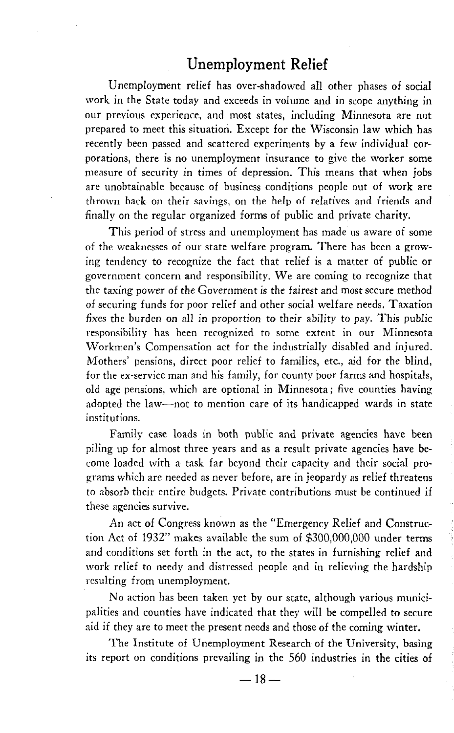## Unemployment Relief

Unemployment relief has over-shadowed all other phases of social work in the State today and exceeds in volume and in scope anything in our previous experience, and most states, including Minnesota are not prepared to meet this situation. Except for the Wisconsin law which has recently been passed and scattered experiments by a few individual corporations, there is no unemployment insurance to give the worker some measure of security in times of depression. This means that when jobs are unobtainable because of business conditions people out of work are thrown back on their savings, on the help of relatives and friends and finally on the regular organized forms of public and private charity.

This period of stress and unemployment has made us aware of some of the weaknesses of our state welfare program. There has been a growing tendency to recognize the fact that relief is a matter of public or government concern and responsibility. We are coming to recognize that the taxing power of the Government is the fairest and most secure method of securing funds for poor relief and other social welfare needs. Taxation fixes the burden on all in proportion to their ability to pay. This public responsibility has been recognized to some extent in our Minnesota Workmen's Compensation act for the industrially disabled and injured. Mothers' pensions, direct poor relief to families, etc., aid for the blind, for the ex-service man and his family, for county poor farms and hospitals, old age pensions, which are optional in Minnesota; five counties having adopted the law—not to mention care of its handicapped wards in state institutions.

Family case loads in both public and private agencies have been piling up for almost three years and as a result private agencies have become loaded with a task far beyond their capacity and their social programs which are needed as never before, are in jeopardy as relief threatens to absorb their entire budgets. Private contributions must be continued if these agencies survive.

An act of Congress known as the "Emergency Relief and Construction Act of 1932" makes available the sum of $300,000,000 under terms and conditions set forth in the act, to the states in furnishing relief and work relief to needy and distressed people and in relieving the hardship resulting from unemployment.

No action has been taken yet by our state, although various municipalities and counties have indicated that they will be compelled to secure aid if they are to meet the present needs and those of the coming winter.

The Institute of Unemployment Research of the University, basing its report on conditions prevailing in the 560 industries in the cities of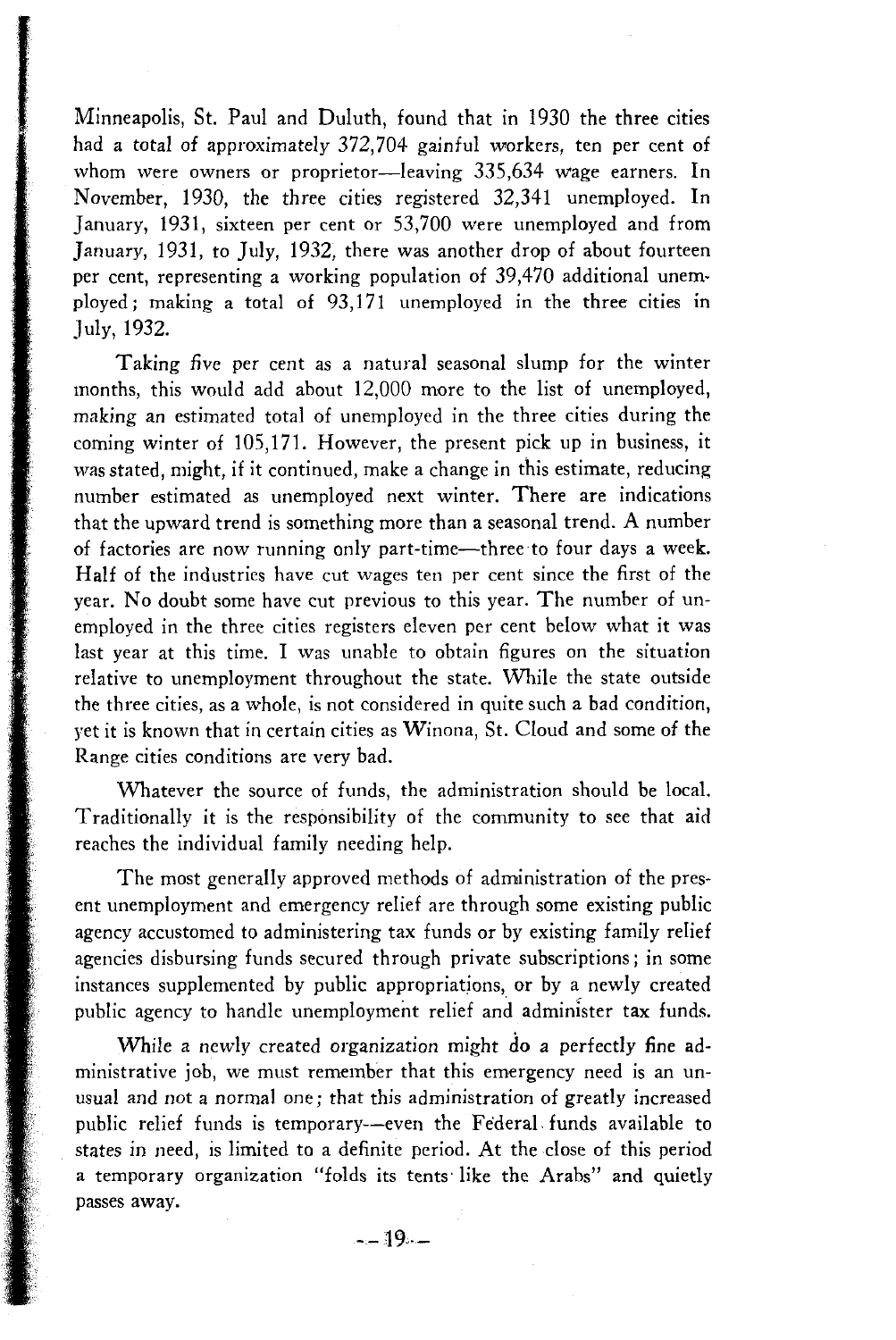Minneapolis, St. Paul and Duluth, found that in 1930 the three cities had a total of approximately 372,704 gainful workers, ten per cent of whom were owners or proprietor—leaving 335,634 wage earners. In November, 1930, the three cities registered 32,341 unemployed. In January, 1931, sixteen per cent or 53,700 were unemployed and from January, 1931, to July, 1932, there was another drop of about fourteen per cent, representing a working population of 39,470 additional unemployed; making a total of 93,171 unemployed in the three cities in July, 1932.

Taking five per cent as a natural seasonal slump for the winter months, this would add about 12,000 more to the list of unemployed, making an estimated total of unemployed in the three cities during the coming winter of 105,171. However, the present pick up in business, it was stated, might, if it continued, make a change in this estimate, reducing number estimated as unemployed next winter. There are indications that the upward trend is something more than a seasonal trend. A number of factories are now running only part-time—three to four days a week. Half of the industries have cut wages ten per cent since the first of the year. No doubt some have cut previous to this year. The number of unemployed in the three cities registers eleven per cent below what it was last year at this time. I was unable to obtain figures on the situation relative to unemployment throughout the state. While the state outside the three cities, as a whole, is not considered in quite such a bad condition, yet it is known that in certain cities as Winona, St. Cloud and some of the Range cities conditions are very bad.

Whatever the source of funds, the administration should be local. Traditionally it is the responsibility of the community to see that aid reaches the individual family needing help.

The most generally approved methods of administration of the present unemployment and emergency relief are through some existing public agency accustomed to administering tax funds or by existing family relief agencies disbursing funds secured through private subscriptions; in some instances supplemented by public appropriations, or by a newly created public agency to handle unemployment relief and administer tax funds.

While a newly created organization might do a perfectly fine administrative job, we must remember that this emergency need is an unusual and not a normal one; that this administration of greatly increased public relief funds is temporary—even the Federal funds available to states in need, is limited to a definite period. At the close of this period a temporary organization "folds its tents like the Arabs" and quietly passes away.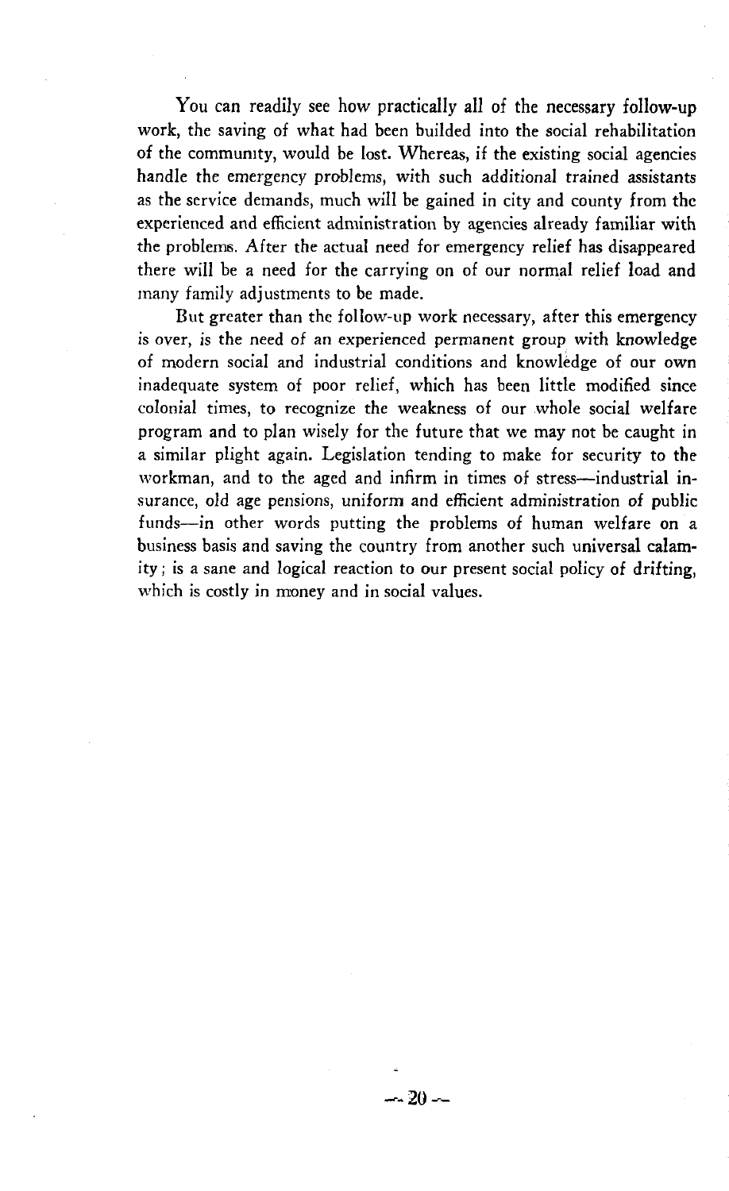You can readily see how practically all of the necessary follow-up work, the saving of what had been builded into the social rehabilitation of the community, would be lost. Whereas, if the existing social agencies handle the emergency problems, with such additional trained assistants as the service demands, much will be gained in city and county from the experienced and efficient administration by agencies already familiar with the problems. After the actual need for emergency relief has disappeared there will be a need for the carrying on of our normal relief load and many family adjustments to be made.

But greater than the follow-up work necessary, after this emergency is over, is the need of an experienced permanent group with knowledge of modern social and industrial conditions and knowledge of our own inadequate system of poor relief, which has been little modified since colonial times, to recognize the weakness of our whole social welfare program and to plan wisely for the future that we may not be caught in a similar plight again. Legislation tending to make for security to the workman, and to the aged and infirm in times of stress—industrial insurance, old age pensions, uniform and efficient administration of public funds—in other words putting the problems of human welfare on a business basis and saving the country from another such universal calamity; is a sane and logical reaction to our present social policy of drifting, which is costly in money and in social values.